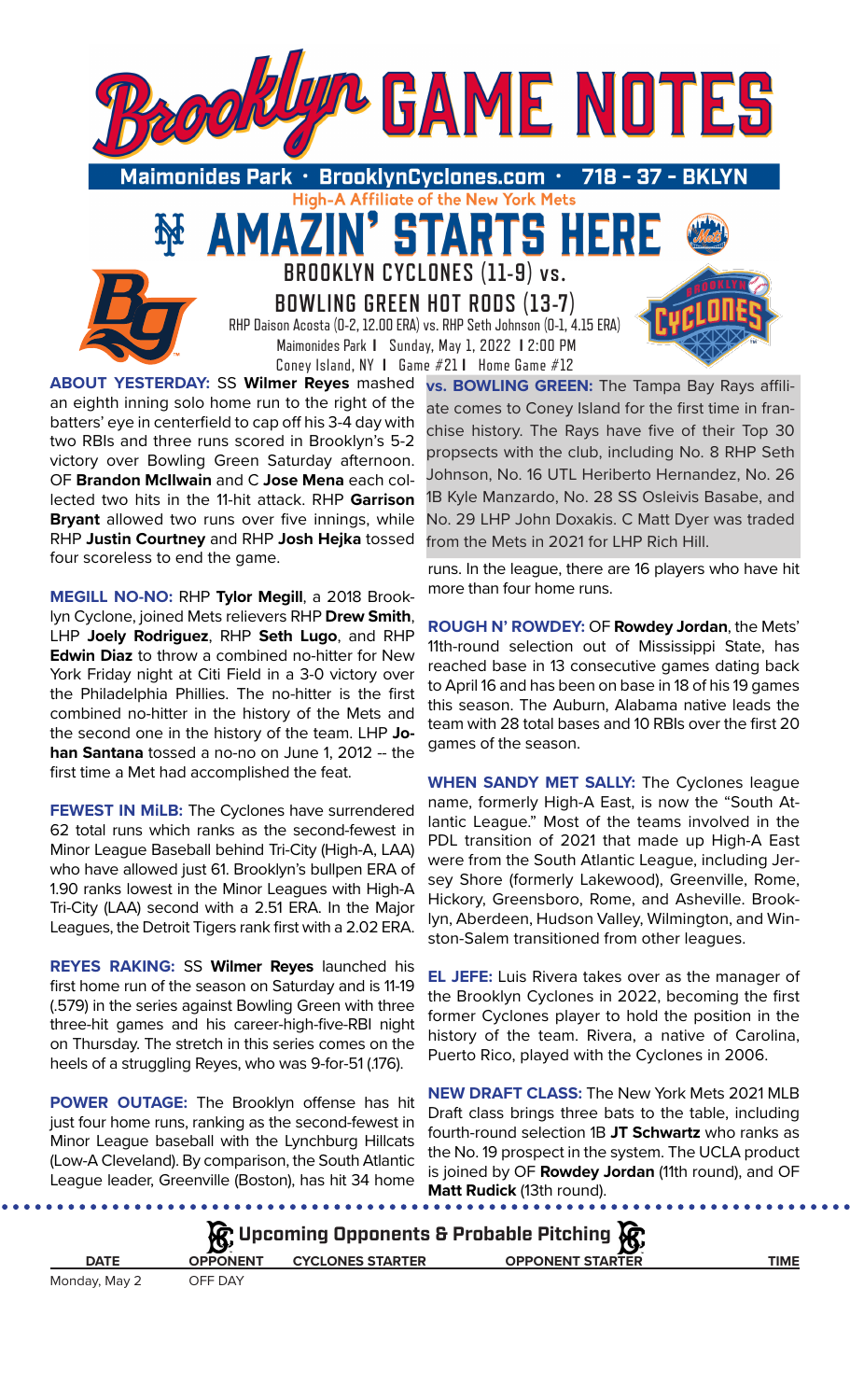# Brooklyn GAME NOTES

**Maimonides Park • BrooklynCyclones.com • 718 - 37 - BKLYN**

High-A Affiliate of the New York Mets

## AMAZIN' STARTS HERE

### BROOKLYN CYCLONES (11-9) vs. BOWLING GREEN HOT RODS (13-7)

RHP Daison Acosta (0-2, 12.00 ERA) vs. RHP Seth Johnson (0-1, 4.15 ERA)

Maimonides Park | Sunday, May 1, 2022 | 2:00 PM

Coney Island, NY | Game #21 | Home Game #12

**ABOUT YESTERDAY:** SS **Wilmer Reyes** mashed an eighth inning solo home run to the right of the batters' eye in centerfield to cap off his 3-4 day with two RBIs and three runs scored in Brooklyn's 5-2 victory over Bowling Green Saturday afternoon. OF **Brandon McIlwain** and C **Jose Mena** each collected two hits in the 11-hit attack. RHP **Garrison Bryant** allowed two runs over five innings, while RHP **Justin Courtney** and RHP **Josh Hejka** tossed four scoreless to end the game.

**MEGILL NO-NO:** RHP **Tylor Megill**, a 2018 Brooklyn Cyclone, joined Mets relievers RHP **Drew Smith**, LHP **Joely Rodriguez**, RHP **Seth Lugo**, and RHP **Edwin Diaz** to throw a combined no-hitter for New York Friday night at Citi Field in a 3-0 victory over the Philadelphia Phillies. The no-hitter is the first combined no-hitter in the history of the Mets and the second one in the history of the team. LHP **Johan Santana** tossed a no-no on June 1, 2012 -- the first time a Met had accomplished the feat.

**FEWEST IN MiLB:** The Cyclones have surrendered 62 total runs which ranks as the second-fewest in Minor League Baseball behind Tri-City (High-A, LAA) who have allowed just 61. Brooklyn's bullpen ERA of 1.90 ranks lowest in the Minor Leagues with High-A Tri-City (LAA) second with a 2.51 ERA. In the Major Leagues, the Detroit Tigers rank first with a 2.02 ERA.

**REYES RAKING:** SS **Wilmer Reyes** launched his first home run of the season on Saturday and is 11-19 (.579) in the series against Bowling Green with three three-hit games and his career-high-five-RBI night on Thursday. The stretch in this series comes on the heels of a struggling Reyes, who was 9-for-51 (.176).

**POWER OUTAGE:** The Brooklyn offense has hit just four home runs, ranking as the second-fewest in Minor League baseball with the Lynchburg Hillcats (Low-A Cleveland). By comparison, the South Atlantic League leader, Greenville (Boston), has hit 34 home runs. In the league, there are 16 players who have hit more than four home runs.

**vs. BOWLING GREEN:** The Tampa Bay Rays affiliate comes to Coney Island for the first time in franchise history. The Rays have five of their Top 30 prospects with the club, including No. 8 RHP Seth Johnson, No. 16 UTL Heriberto Hernandez, No. 26 1B Kyle Manzardo, No. 28 SS Osleivis Basabe, and No. 29 LHP John Doxakis. C Matt Dyer was traded from the Mets in 2021 for LHP Rich Hill.

**ROUGH N' ROWDEY:** OF **Rowdey Jordan**, the Mets' 11th-round selection out of Mississippi State, has reached base in 13 consecutive games dating back to April 16 and has been on base in 18 of his 19 games this season. The Auburn, Alabama native leads the team with 28 total bases and 10 RBIs over the first 20 games of the season.

**WHEN SANDY MET SALLY:** The Cyclones league name, formerly High-A East, is now the "South Atlantic League." Most of the teams involved in the PDL transition of 2021 that made up High-A East were from the South Atlantic League, including Jersey Shore (formerly Lakewood), Greenville, Rome, Hickory, Greensboro, Rome, and Asheville. Brooklyn, Aberdeen, Hudson Valley, Wilmington, and Winston-Salem transitioned from other leagues.

**EL JEFE:** Luis Rivera takes over as the manager of the Brooklyn Cyclones in 2022, becoming the first former Cyclones player to hold the position in the history of the team. Rivera, a native of Carolina, Puerto Rico, played with the Cyclones in 2006.

**NEW DRAFT CLASS:** The New York Mets 2021 MLB Draft class brings three bats to the table, including fourth-round selection 1B **JT Schwartz** who ranks as the No. 19 prospect in the system. The UCLA product is joined by OF **Rowdey Jordan** (11th round), and OF **Matt Rudick** (13th round).

### Upcoming Opponents & Probable Pitching

| DATE | OPPONENT | CYCLONES STARTER | OPPONENT STARTER | TIME |
|---|---|---|---|---|
| Monday, May 2 | OFF DAY | | | |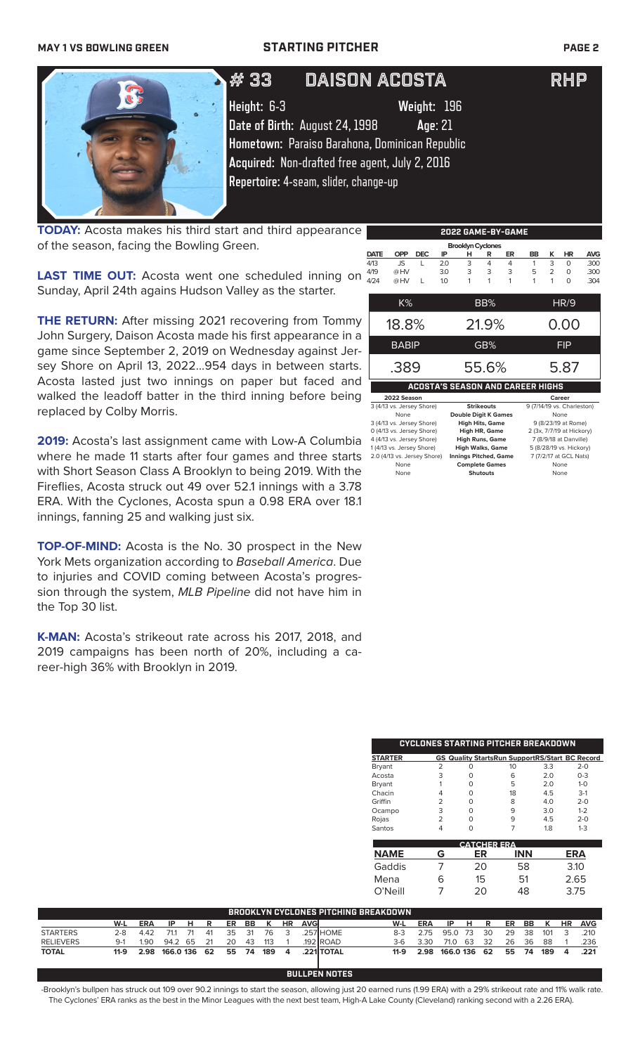# # 33 DAISON ACOSTA RHP

**Height:** 6-3 **Weight:** 196
**Date of Birth:** August 24, 1998 **Age:** 21
**Hometown:** Paraiso Barahona, Dominican Republic
**Acquired:** Non-drafted free agent, July 2, 2016
**Repertoire:** 4-seam, slider, change-up

**TODAY:** Acosta makes his third start and third appearance of the season, facing the Bowling Green.

**LAST TIME OUT:** Acosta went one scheduled inning on Sunday, April 24th agains Hudson Valley as the starter.

**THE RETURN:** After missing 2021 recovering from Tommy John Surgery, Daison Acosta made his first appearance in a game since September 2, 2019 on Wednesday against Jersey Shore on April 13, 2022...954 days in between starts. Acosta lasted just two innings on paper but faced and walked the leadoff batter in the third inning before being replaced by Colby Morris.

**2019:** Acosta's last assignment came with Low-A Columbia where he made 11 starts after four games and three starts with Short Season Class A Brooklyn to being 2019. With the Fireflies, Acosta struck out 49 over 52.1 innings with a 3.78 ERA. With the Cyclones, Acosta spun a 0.98 ERA over 18.1 innings, fanning 25 and walking just six.

**TOP-OF-MIND:** Acosta is the No. 30 prospect in the New York Mets organization according to *Baseball America*. Due to injuries and COVID coming between Acosta's progression through the system, *MLB Pipeline* did not have him in the Top 30 list.

**K-MAN:** Acosta's strikeout rate across his 2017, 2018, and 2019 campaigns has been north of 20%, including a career-high 36% with Brooklyn in 2019.

## 2022 GAME-BY-GAME

Brooklyn Cyclones

| DATE | OPP | DEC | IP | H | R | ER | BB | K | HR | AVG |
|---|---|---|---|---|---|---|---|---|---|---|
| 4/13 | JS | L | 2.0 | 3 | 4 | 4 | 1 | 3 | 0 | .300 |
| 4/19 | @HV | | 3.0 | 3 | 3 | 3 | 5 | 2 | 0 | .300 |
| 4/24 | @HV | L | 1.0 | 1 | 1 | 1 | 1 | 1 | 0 | .304 |

| K% | BB% | HR/9 |
|---|---|---|
| 18.8% | 21.9% | 0.00 |

| BABIP | GB% | FIP |
|---|---|---|
| .389 | 55.6% | 5.87 |

## ACOSTA'S SEASON AND CAREER HIGHS

| 2022 Season | | Career |
|---|---|---|
| 3 (4/13 vs. Jersey Shore) | Strikeouts | 9 (7/14/19 vs. Charleston) |
| None | Double Digit K Games | None |
| 3 (4/13 vs. Jersey Shore) | High Hits, Game | 9 (8/23/19 at Rome) |
| 0 (4/13 vs. Jersey Shore) | High HR, Game | 2 (3x, 7/7/19 at Hickory) |
| 4 (4/13 vs. Jersey Shore) | High Runs, Game | 7 (8/9/18 at Danville) |
| 1 (4/13 vs. Jersey Shore) | High Walks, Game | 5 (8/28/19 vs. Hickory) |
| 2.0 (4/13 vs. Jersey Shore) | Innings Pitched, Game | 7 (7/2/17 at GCL Nats) |
| None | Complete Games | None |
| None | Shutouts | None |

## CYCLONES STARTING PITCHER BREAKDOWN

| STARTER | GS | Quality Starts | Run Support | RS/Start | BC Record |
|---|---|---|---|---|---|
| Bryant | 2 | 0 | 10 | 3.3 | 2-0 |
| Acosta | 3 | 0 | 6 | 2.0 | 0-3 |
| Bryant | 1 | 0 | 5 | 2.0 | 1-0 |
| Chacin | 4 | 0 | 18 | 4.5 | 3-1 |
| Griffin | 2 | 0 | 8 | 4.0 | 2-0 |
| Ocampo | 3 | 0 | 9 | 3.0 | 1-2 |
| Rojas | 2 | 0 | 9 | 4.5 | 2-0 |
| Santos | 4 | 0 | 7 | 1.8 | 1-3 |

## CATCHER ERA

| NAME | G | ER | INN | ERA |
|---|---|---|---|---|
| Gaddis | 7 | 20 | 58 | 3.10 |
| Mena | 6 | 15 | 51 | 2.65 |
| O'Neill | 7 | 20 | 48 | 3.75 |

## BROOKLYN CYCLONES PITCHING BREAKDOWN

| | W-L | ERA | IP | H | R | ER | BB | K | HR | AVG |
|---|---|---|---|---|---|---|---|---|---|---|
| STARTERS | 2-8 | 4.42 | 71.1 | 71 | 41 | 35 | 31 | 76 | 3 | .257 |
| RELIEVERS | 9-1 | 1.90 | 94.2 | 65 | 21 | 20 | 43 | 113 | 1 | .192 |
| **TOTAL** | **11-9** | **2.98** | **166.0** | **136** | **62** | **55** | **74** | **189** | **4** | **.221** |

| | W-L | ERA | IP | H | R | ER | BB | K | HR | AVG |
|---|---|---|---|---|---|---|---|---|---|---|
| HOME | 8-3 | 2.75 | 95.0 | 73 | 30 | 29 | 38 | 101 | 3 | .210 |
| ROAD | 3-6 | 3.30 | 71.0 | 63 | 32 | 26 | 36 | 88 | 1 | .236 |
| **TOTAL** | **11-9** | **2.98** | **166.0** | **136** | **62** | **55** | **74** | **189** | **4** | **.221** |

## BULLPEN NOTES

-Brooklyn's bullpen has struck out 109 over 90.2 innings to start the season, allowing just 20 earned runs (1.99 ERA) with a 29% strikeout rate and 11% walk rate. The Cyclones' ERA ranks as the best in the Minor Leagues with the next best team, High-A Lake County (Cleveland) ranking second with a 2.26 ERA).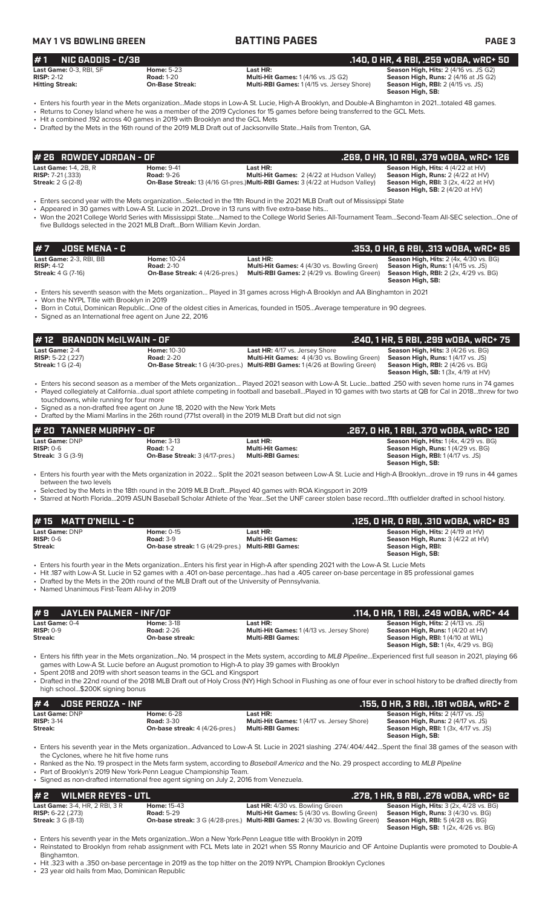## BATTING PAGES

### # 1 NIC GADDIS - C/3B — .140, 0 HR, 4 RBI, .259 wOBA, wRC+ 50

| | | | |
|---|---|---|---|
| **Last Game:** 0-3, RBI, SF | **Home:** 5-23 | **Last HR:** | **Season High, Hits:** 2 (4/16 vs. JS G2) |
| **RISP:** 2-12 | **Road:** 1-20 | **Multi-Hit Games:** 1 (4/16 vs. JS G2) | **Season High, Runs:** 2 (4/16 at JS G2) |
| **Hitting Streak:** | **On-Base Streak:** | **Multi-RBI Games:** 1 (4/15 vs. Jersey Shore) | **Season High, RBI:** 2 (4/15 vs. JS) |
| | | | **Season High, SB:** |

- Enters his fourth year in the Mets organization...Made stops in Low-A St. Lucie, High-A Brooklyn, and Double-A Binghamton in 2021...totaled 48 games.
- Returns to Coney Island where he was a member of the 2019 Cyclones for 15 games before being transferred to the GCL Mets.
- Hit a combined .192 across 40 games in 2019 with Brooklyn and the GCL Mets
- Drafted by the Mets in the 16th round of the 2019 MLB Draft out of Jacksonville State...Hails from Trenton, GA.

### # 26 ROWDEY JORDAN - OF — .269, 0 HR, 10 RBI, .379 wOBA, wRC+ 126

| | | | |
|---|---|---|---|
| **Last Game:** 1-4, 2B, R | **Home:** 9-41 | **Last HR:** | **Season High, Hits:** 4 (4/22 at HV) |
| **RISP:** 7-21 (.333) | **Road:** 9-26 | **Multi-Hit Games:** 2 (4/22 at Hudson Valley) | **Season High, Runs:** 2 (4/22 at HV) |
| **Streak:** 2 G (2-8) | **On-Base Streak:** 13 (4/16 G1-pres.) | **Multi-RBI Games:** 3 (4/22 at Hudson Valley) | **Season High, RBI:** 3 (2x, 4/22 at HV) |
| | | | **Season High, SB:** 2 (4/20 at HV) |

- Enters second year with the Mets organization...Selected in the 11th Round in the 2021 MLB Draft out of Mississippi State
- Appeared in 30 games with Low-A St. Lucie in 2021...Drove in 13 runs with five extra-base hits...
- Won the 2021 College World Series with Mississippi State....Named to the College World Series All-Tournament Team...Second-Team All-SEC selection...One of five Bulldogs selected in the 2021 MLB Draft...Born William Kevin Jordan.

### # 7 JOSE MENA - C — .353, 0 HR, 6 RBI, .313 wOBA, wRC+ 85

| | | | |
|---|---|---|---|
| **Last Game:** 2-3, RBI, BB | **Home:** 10-24 | **Last HR:** | **Season High, Hits:** 2 (4x, 4/30 vs. BG) |
| **RISP:** 4-12 | **Road:** 2-10 | **Multi-Hit Games:** 4 (4/30 vs. Bowling Green) | **Season High, Runs:** 1 (4/15 vs. JS) |
| **Streak:** 4 G (7-16) | **On-Base Streak:** 4 (4/26-pres.) | **Multi-RBI Games:** 2 (4/29 vs. Bowling Green) | **Season High, RBI:** 2 (2x, 4/29 vs. BG) |
| | | | **Season High, SB:** |

- Enters his seventh season with the Mets organization... Played in 31 games across High-A Brooklyn and AA Binghamton in 2021
- Won the NYPL Title with Brooklyn in 2019
- Born in Cotui, Dominican Republic...One of the oldest cities in Americas, founded in 1505...Average temperature in 90 degrees.
- Signed as an International free agent on June 22, 2016

### # 12 BRANDON McILWAIN - OF — .240, 1 HR, 5 RBI, .299 wOBA, wRC+ 75

| | | | |
|---|---|---|---|
| **Last Game:** 2-4 | **Home:** 10-30 | **Last HR:** 4/17 vs. Jersey Shore | **Season High, Hits:** 3 (4/26 vs. BG) |
| **RISP:** 5-22 (.227) | **Road:** 2-20 | **Multi-Hit Games:** 4 (4/30 vs. Bowling Green) | **Season High, Runs:** 1 (4/17 vs. JS) |
| **Streak:** 1 G (2-4) | **On-Base Streak:** 1 G (4/30-pres.) | **Multi-RBI Games:** 1 (4/26 at Bowling Green) | **Season High, RBI:** 2 (4/26 vs. BG) |
| | | | **Season High, SB:** 1 (3x, 4/19 at HV) |

- Enters his second season as a member of the Mets organization... Played 2021 season with Low-A St. Lucie...batted .250 with seven home runs in 74 games
- Played collegiately at California...dual sport athlete competing in football and baseball...Played in 10 games with two starts at QB for Cal in 2018...threw for two touchdowns, while running for four more
- Signed as a non-drafted free agent on June 18, 2020 with the New York Mets
- Drafted by the Miami Marlins in the 26th round (771st overall) in the 2019 MLB Draft but did not sign

### # 20 TANNER MURPHY - OF — .267, 0 HR, 1 RBI, .370 wOBA, wRC+ 120

| | | | |
|---|---|---|---|
| **Last Game:** DNP | **Home:** 3-13 | **Last HR:** | **Season High, Hits:** 1 (4x, 4/29 vs. BG) |
| **RISP:** 0-6 | **Road:** 1-2 | **Multi-Hit Games:** | **Season High, Runs:** 1 (4/29 vs. BG) |
| **Streak:** 3 G (3-9) | **On-Base Streak:** 3 (4/27-pres.) | **Multi-RBI Games:** | **Season High, RBI:** 1 (4/17 vs. JS) |
| | | | **Season High, SB:** |

- Enters his fourth year with the Mets organization in 2022... Split the 2021 season between Low-A St. Lucie and High-A Brooklyn...drove in 19 runs in 44 games between the two levels
- Selected by the Mets in the 18th round in the 2019 MLB Draft...Played 40 games with ROA Kingsport in 2019
- Starred at North Florida...2019 ASUN Baseball Scholar Athlete of the Year...Set the UNF career stolen base record...11th outfielder drafted in school history.

### # 15 MATT O'NEILL - C — .125, 0 HR, 0 RBI, .310 wOBA, wRC+ 83

| | | | |
|---|---|---|---|
| **Last Game:** DNP | **Home:** 0-15 | **Last HR:** | **Season High, Hits:** 2 (4/19 at HV) |
| **RISP:** 0-6 | **Road:** 3-9 | **Multi-Hit Games:** | **Season High, Runs:** 3 (4/22 at HV) |
| **Streak:** | **On-base streak:** 1 G (4/29-pres.) | **Multi-RBI Games:** | **Season High, RBI:** |
| | | | **Season High, SB:** |

- Enters his fourth year in the Mets organization...Enters his first year in High-A after spending 2021 with the Low-A St. Lucie Mets
- Hit .187 with Low-A St. Lucie in 52 games with a .401 on-base percentage...has had a .405 career on-base percentage in 85 professional games
- Drafted by the Mets in the 20th round of the MLB Draft out of the University of Pennsylvania.
- Named Unanimous First-Team All-Ivy in 2019

### # 9 JAYLEN PALMER - INF/OF — .114, 0 HR, 1 RBI, .249 wOBA, wRC+ 44

| | | | |
|---|---|---|---|
| **Last Game:** 0-4 | **Home:** 3-18 | **Last HR:** | **Season High, Hits:** 2 (4/13 vs. JS) |
| **RISP:** 0-9 | **Road:** 2-26 | **Multi-Hit Games:** 1 (4/13 vs. Jersey Shore) | **Season High, Runs:** 1 (4/20 at HV) |
| **Streak:** | **On-base streak:** | **Multi-RBI Games:** | **Season High, RBI:** 1 (4/10 at WIL) |
| | | | **Season High, SB:** 1 (4x, 4/29 vs. BG) |

- Enters his fifth year in the Mets organization...No. 14 prospect in the Mets system, according to *MLB Pipeline*...Experienced first full season in 2021, playing 66 games with Low-A St. Lucie before an August promotion to High-A to play 39 games with Brooklyn
- Spent 2018 and 2019 with short season teams in the GCL and Kingsport
- Drafted in the 22nd round of the 2018 MLB Draft out of Holy Cross (NY) High School in Flushing as one of four ever in school history to be drafted directly from high school...$200K signing bonus

### # 4 JOSE PEROZA - INF — .155, 0 HR, 3 RBI, .181 wOBA, wRC+ 2

| | | | |
|---|---|---|---|
| **Last Game:** DNP | **Home:** 6-28 | **Last HR:** | **Season High, Hits:** 2 (4/17 vs. JS) |
| **RISP:** 3-14 | **Road:** 3-30 | **Multi-Hit Games:** 1 (4/17 vs. Jersey Shore) | **Season High, Runs:** 2 (4/17 vs. JS) |
| **Streak:** | **On-base streak:** 4 (4/26-pres.) | **Multi-RBI Games:** | **Season High, RBI:** 1 (3x, 4/17 vs. JS) |
| | | | **Season High, SB:** |

- Enters his seventh year in the Mets organization...Advanced to Low-A St. Lucie in 2021 slashing .274/.404/.442...Spent the final 38 games of the season with the Cyclones, where he hit five home runs
- Ranked as the No. 19 prospect in the Mets farm system, according to *Baseball America* and the No. 29 prospect according to *MLB Pipeline*
- Part of Brooklyn's 2019 New York-Penn League Championship Team.
- Signed as non-drafted international free agent signing on July 2, 2016 from Venezuela.

### # 2 WILMER REYES - UTL — .278, 1 HR, 9 RBI, .278 wOBA, wRC+ 62

| | | | |
|---|---|---|---|
| **Last Game:** 3-4, HR, 2 RBI, 3 R | **Home:** 15-43 | **Last HR:** 4/30 vs. Bowling Green | **Season High, Hits:** 3 (2x, 4/28 vs. BG) |
| **RISP:** 6-22 (.273) | **Road:** 5-29 | **Multi-Hit Games:** 5 (4/30 vs. Bowling Green) | **Season High, Runs:** 3 (4/30 vs. BG) |
| **Streak:** 3 G (8-13) | **On-base streak:** 3 G (4/28-pres.) | **Multi-RBI Games:** 2 (4/30 vs. Bowling Green) | **Season High, RBI:** 5 (4/28 vs. BG) |
| | | | **Season High, SB:** 1 (2x, 4/26 vs. BG) |

- Enters his seventh year in the Mets organization...Won a New York-Penn League title with Brooklyn in 2019
- Reinstated to Brooklyn from rehab assignment with FCL Mets late in 2021 when SS Ronny Mauricio and OF Antoine Duplantis were promoted to Double-A Binghamton.
- Hit .323 with a .350 on-base percentage in 2019 as the top hitter on the 2019 NYPL Champion Brooklyn Cyclones
- 23 year old hails from Mao, Dominican Republic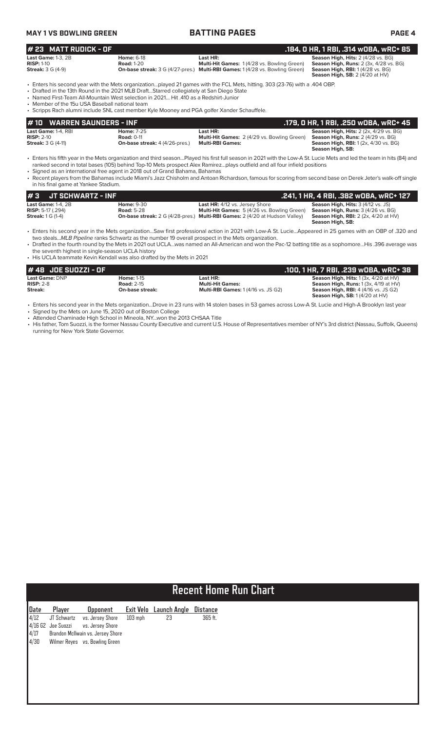## BATTING PAGES

### # 23 MATT RUDICK - OF — .184, 0 HR, 1 RBI, .314 wOBA, wRC+ 85

**Last Game:** 1-3, 2B
**RISP:** 1-10
**Streak:** 3 G (4-9)

**Home:** 6-18
**Road:** 1-20
**On-base streak:** 3 G (4/27-pres.)

**Last HR:**
**Multi-Hit Games:** 1 (4/28 vs. Bowling Green)
**Multi-RBI Games:** 1 (4/28 vs. Bowling Green)

**Season High, Hits:** 2 (4/28 vs. BG)
**Season High, Runs:** 2 (3x, 4/28 vs. BG)
**Season High, RBI:** 1 (4/28 vs. BG)
**Season High, SB:** 2 (4/20 at HV)

- Enters his second year with the Mets organization...played 21 games with the FCL Mets, hitting. 303 (23-76) with a .404 OBP.
- Drafted in the 13th Round in the 2021 MLB Draft...Starred collegiately at San Diego State
- Named First-Team All-Mountain West selection in 2021... Hit .410 as a Redshirt-Junior
- Member of the 15u USA Baseball national team
- Scripps Rach alumni include SNL cast member Kyle Mooney and PGA golfer Xander Schauffele.

### # 10 WARREN SAUNDERS - INF — .179, 0 HR, 1 RBI, .250 wOBA, wRC+ 45

**Last Game:** 1-4, RBI
**RISP:** 2-10
**Streak:** 3 G (4-11)

**Home:** 7-25
**Road:** 0-11
**On-base streak:** 4 (4/26-pres.)

**Last HR:**
**Multi-Hit Games:** 2 (4/29 vs. Bowling Green)
**Multi-RBI Games:**

**Season High, Hits:** 2 (2x, 4/29 vs. BG)
**Season High, Runs:** 2 (4/29 vs. BG)
**Season High, RBI:** 1 (2x, 4/30 vs. BG)
**Season High, SB:**

- Enters his fifth year in the Mets organization and third season...Played his first full season in 2021 with the Low-A St. Lucie Mets and led the team in hits (84) and ranked second in total bases (105) behind Top-10 Mets prospect Alex Ramirez...plays outfield and all four infield positions
- Signed as an international free agent in 2018 out of Grand Bahama, Bahamas
- Recent players from the Bahamas include Miami's Jazz Chisholm and Antoan Richardson, famous for scoring from second base on Derek Jeter's walk-off single in his final game at Yankee Stadium.

### # 3 JT SCHWARTZ - INF — .241, 1 HR, 4 RBI, .382 wOBA, wRC+ 127

**Last Game:** 1-4, 2B
**RISP:** 5-17 (.294)
**Streak:** 1 G (1-4)

**Home:** 9-30
**Road:** 5-28
**On-base streak:** 2 G (4/28-pres.)

**Last HR:** 4/12 vs. Jersey Shore
**Multi-Hit Games:** 5 (4/26 vs. Bowling Green)
**Multi-RBI Games:** 2 (4/20 at Hudson Valley)

**Season High, Hits:** 3 (4/12 vs. JS)
**Season High, Runs:** 3 (4/26 vs. BG)
**Season High, RBI:** 2 (2x, 4/20 at HV)
**Season High, SB:**

- Enters his second year in the Mets organization...Saw first professional action in 2021 with Low-A St. Lucie...Appeared in 25 games with an OBP of .320 and two steals...*MLB Pipeline* ranks Schwartz as the number 19 overall prospect in the Mets organization.
- Drafted in the fourth round by the Mets in 2021 out UCLA...was named an All-American and won the Pac-12 batting title as a sophomore...His .396 average was the seventh highest in single-season UCLA history
- His UCLA teammate Kevin Kendall was also drafted by the Mets in 2021

### # 48 JOE SUOZZI - OF — .100, 1 HR, 7 RBI, .239 wOBA, wRC+ 38

**Last Game:** DNP
**RISP:** 2-8
**Streak:**

**Home:** 1-15
**Road:** 2-15
**On-base streak:**

**Last HR:**
**Multi-Hit Games:**
**Multi-RBI Games:** 1 (4/16 vs. JS G2)

**Season High, Hits:** 1 (3x, 4/20 at HV)
**Season High, Runs:** 1 (3x, 4/19 at HV)
**Season High, RBI:** 4 (4/16 vs. JS G2)
**Season High, SB:** 1 (4/20 at HV)

- Enters his second year in the Mets organization...Drove in 23 runs with 14 stolen bases in 53 games across Low-A St. Lucie and High-A Brooklyn last year
- Signed by the Mets on June 15, 2020 out of Boston College
- Attended Chaminade High School in Mineola, NY...won the 2013 CHSAA Title
- His father, Tom Suozzi, is the former Nassau County Executive and current U.S. House of Representatives member of NY's 3rd district (Nassau, Suffolk, Queens) running for New York State Governor.

## Recent Home Run Chart

| Date | Player | Opponent | Exit Velo | Launch Angle | Distance |
|---|---|---|---|---|---|
| 4/12 | JT Schwartz | vs. Jersey Shore | 103 mph | 23 | 365 ft. |
| 4/16 G2 | Joe Suozzi | vs. Jersey Shore | | | |
| 4/17 | Brandon McIlwain | vs. Jersey Shore | | | |
| 4/30 | Wilmer Reyes | vs. Bowling Green | | | |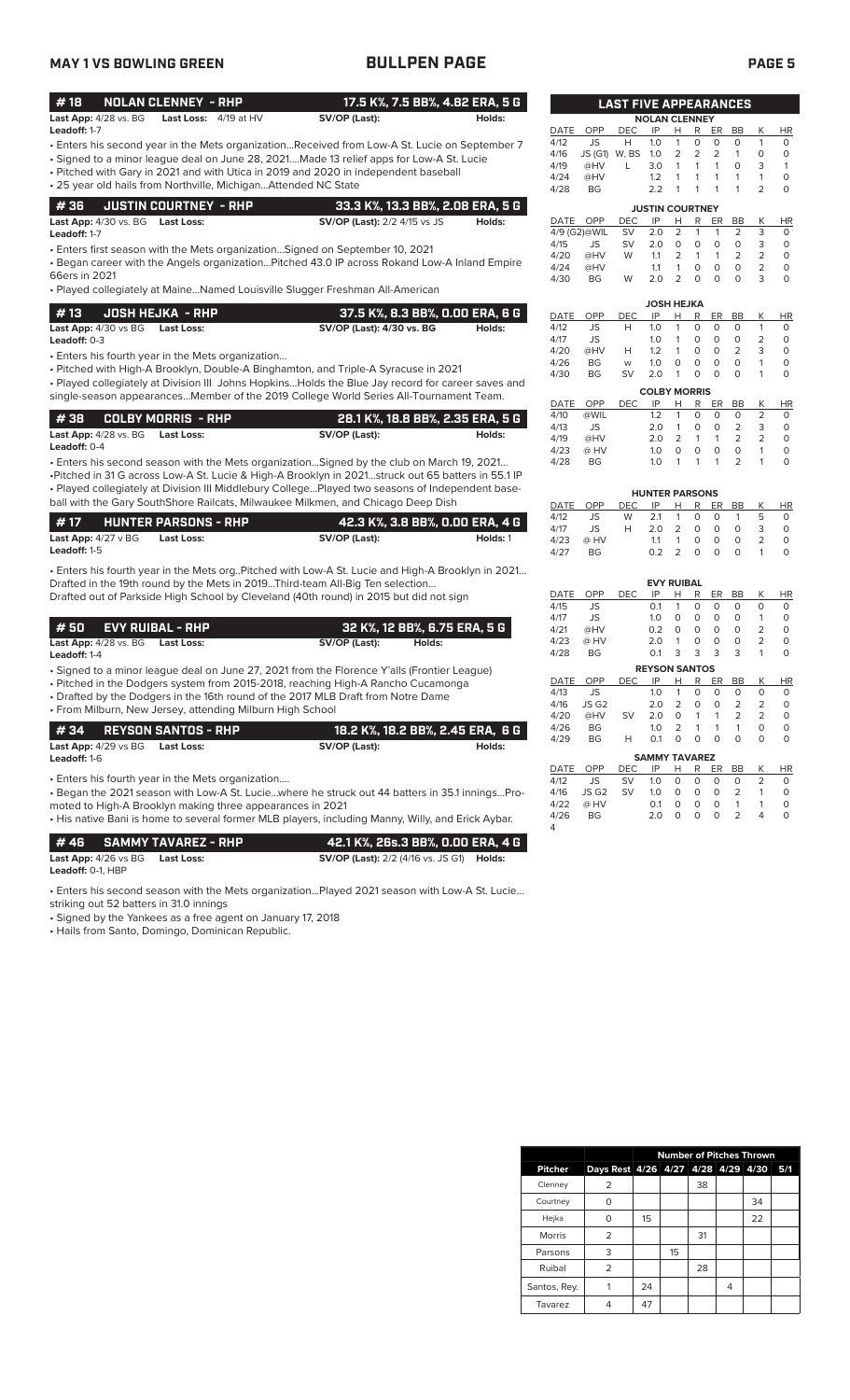# BULLPEN PAGE

MAY 1 VS BOWLING GREEN

## #18 NOLAN CLENNEY - RHP — 17.5 K%, 7.5 BB%, 4.82 ERA, 5 G

**Last App:** 4/28 vs. BG **Last Loss:** 4/19 at HV **SV/OP (Last):** **Holds:**
**Leadoff:** 1-7

- Enters his second year in the Mets organization...Received from Low-A St. Lucie on September 7
- Signed to a minor league deal on June 28, 2021....Made 13 relief apps for Low-A St. Lucie
- Pitched with Gary in 2021 and with Utica in 2019 and 2020 in independent baseball
- 25 year old hails from Northville, Michigan...Attended NC State

## #36 JUSTIN COURTNEY - RHP — 33.3 K%, 13.3 BB%, 2.08 ERA, 5 G

**Last App:** 4/30 vs. BG **Last Loss:** **SV/OP (Last):** 2/2 4/15 vs JS **Holds:**
**Leadoff:** 1-7

- Enters first season with the Mets organization...Signed on September 10, 2021
- Began career with the Angels organization...Pitched 43.0 IP across Rokand Low-A Inland Empire 66ers in 2021
- Played collegiately at Maine...Named Louisville Slugger Freshman All-American

## #13 JOSH HEJKA - RHP — 37.5 K%, 8.3 BB%, 0.00 ERA, 6 G

**Last App:** 4/30 vs BG **Last Loss:** **SV/OP (Last):** 4/30 vs. BG **Holds:**
**Leadoff:** 0-3

- Enters his fourth year in the Mets organization...
- Pitched with High-A Brooklyn, Double-A Binghamton, and Triple-A Syracuse in 2021
- Played collegiately at Division III Johns Hopkins...Holds the Blue Jay record for career saves and single-season appearances...Member of the 2019 College World Series All-Tournament Team.

## #38 COLBY MORRIS - RHP — 28.1 K%, 18.8 BB%, 2.35 ERA, 5 G

**Last App:** 4/28 vs. BG **Last Loss:** **SV/OP (Last):** **Holds:**
**Leadoff:** 0-4

- Enters his second season with the Mets organization...Signed by the club on March 19, 2021...
- Pitched in 31 G across Low-A St. Lucie & High-A Brooklyn in 2021...struck out 65 batters in 55.1 IP
- Played collegiately at Division III Middlebury College...Played two seasons of Independent baseball with the Gary SouthShore Railcats, Milwaukee Milkmen, and Chicago Deep Dish

## #17 HUNTER PARSONS - RHP — 42.3 K%, 3.8 BB%, 0.00 ERA, 4 G

**Last App:** 4/27 v BG **Last Loss:** **SV/OP (Last):** **Holds:** 1
**Leadoff:** 1-5

- Enters his fourth year in the Mets org..Pitched with Low-A St. Lucie and High-A Brooklyn in 2021... Drafted in the 19th round by the Mets in 2019...Third-team All-Big Ten selection... Drafted out of Parkside High School by Cleveland (40th round) in 2015 but did not sign

## #50 EVY RUIBAL - RHP — 32 K%, 12 BB%, 6.75 ERA, 5 G

**Last App:** 4/28 vs. BG **Last Loss:** **SV/OP (Last):** **Holds:**
**Leadoff:** 1-4

- Signed to a minor league deal on June 27, 2021 from the Florence Y'alls (Frontier League)
- Pitched in the Dodgers system from 2015-2018, reaching High-A Rancho Cucamonga
- Drafted by the Dodgers in the 16th round of the 2017 MLB Draft from Notre Dame
- From Milburn, New Jersey, attending Milburn High School

## #34 REYSON SANTOS - RHP — 18.2 K%, 18.2 BB%, 2.45 ERA, 6 G

**Last App:** 4/29 vs BG **Last Loss:** **SV/OP (Last):** **Holds:**
**Leadoff:** 1-6

- Enters his fourth year in the Mets organization....
- Began the 2021 season with Low-A St. Lucie...where he struck out 44 batters in 35.1 innings...Promoted to High-A Brooklyn making three appearances in 2021
- His native Bani is home to several former MLB players, including Manny, Willy, and Erick Aybar.

## #46 SAMMY TAVAREZ - RHP — 42.1 K%, 26s.3 BB%, 0.00 ERA, 4 G

**Last App:** 4/26 vs BG **Last Loss:** **SV/OP (Last):** 2/2 (4/16 vs. JS G1) **Holds:**
**Leadoff:** 0-1, HBP

- Enters his second season with the Mets organization...Played 2021 season with Low-A St. Lucie... striking out 52 batters in 31.0 innings
- Signed by the Yankees as a free agent on January 17, 2018
- Hails from Santo, Domingo, Dominican Republic.

## LAST FIVE APPEARANCES

**NOLAN CLENNEY**

| DATE | OPP | DEC | IP | H | R | ER | BB | K | HR |
|---|---|---|---|---|---|---|---|---|---|
| 4/12 | JS | H | 1.0 | 1 | 0 | 0 | 0 | 1 | 0 |
| 4/16 | JS (G1) | W, BS | 1.0 | 2 | 2 | 2 | 1 | 0 | 0 |
| 4/19 | @HV | L | 3.0 | 1 | 1 | 1 | 0 | 3 | 1 |
| 4/24 | @HV | | 1.2 | 1 | 1 | 1 | 1 | 1 | 0 |
| 4/28 | BG | | 2.2 | 1 | 1 | 1 | 1 | 2 | 0 |

**JUSTIN COURTNEY**

| DATE | OPP | DEC | IP | H | R | ER | BB | K | HR |
|---|---|---|---|---|---|---|---|---|---|
| 4/9 (G2) | @WIL | SV | 2.0 | 2 | 1 | 1 | 2 | 3 | 0 |
| 4/15 | JS | SV | 2.0 | 0 | 0 | 0 | 0 | 3 | 0 |
| 4/20 | @HV | W | 1.1 | 2 | 1 | 1 | 2 | 2 | 0 |
| 4/24 | @HV | | 1.1 | 1 | 0 | 0 | 0 | 2 | 0 |
| 4/30 | BG | W | 2.0 | 2 | 0 | 0 | 0 | 3 | 0 |

**JOSH HEJKA**

| DATE | OPP | DEC | IP | H | R | ER | BB | K | HR |
|---|---|---|---|---|---|---|---|---|---|
| 4/12 | JS | H | 1.0 | 1 | 0 | 0 | 0 | 1 | 0 |
| 4/17 | JS | | 1.0 | 1 | 0 | 0 | 0 | 2 | 0 |
| 4/20 | @HV | H | 1.2 | 1 | 0 | 0 | 2 | 3 | 0 |
| 4/26 | BG | w | 1.0 | 0 | 0 | 0 | 0 | 1 | 0 |
| 4/30 | BG | SV | 2.0 | 1 | 0 | 0 | 0 | 1 | 0 |

**COLBY MORRIS**

| DATE | OPP | DEC | IP | H | R | ER | BB | K | HR |
|---|---|---|---|---|---|---|---|---|---|
| 4/10 | @WIL | | 1.2 | 1 | 0 | 0 | 0 | 2 | 0 |
| 4/13 | JS | | 2.0 | 1 | 0 | 0 | 2 | 3 | 0 |
| 4/19 | @HV | | 2.0 | 2 | 1 | 1 | 2 | 2 | 0 |
| 4/23 | @ HV | | 1.0 | 0 | 0 | 0 | 0 | 1 | 0 |
| 4/28 | BG | | 1.0 | 1 | 1 | 1 | 2 | 1 | 0 |

**HUNTER PARSONS**

| DATE | OPP | DEC | IP | H | R | ER | BB | K | HR |
|---|---|---|---|---|---|---|---|---|---|
| 4/12 | JS | W | 2.1 | 1 | 0 | 0 | 1 | 5 | 0 |
| 4/17 | JS | H | 2.0 | 2 | 0 | 0 | 0 | 3 | 0 |
| 4/23 | @ HV | | 1.1 | 1 | 0 | 0 | 0 | 2 | 0 |
| 4/27 | BG | | 0.2 | 2 | 0 | 0 | 0 | 1 | 0 |

**EVY RUIBAL**

| DATE | OPP | DEC | IP | H | R | ER | BB | K | HR |
|---|---|---|---|---|---|---|---|---|---|
| 4/15 | JS | | 0.1 | 1 | 0 | 0 | 0 | 0 | 0 |
| 4/17 | JS | | 1.0 | 0 | 0 | 0 | 0 | 1 | 0 |
| 4/21 | @HV | | 0.2 | 0 | 0 | 0 | 0 | 2 | 0 |
| 4/23 | @ HV | | 2.0 | 1 | 0 | 0 | 0 | 2 | 0 |
| 4/28 | BG | | 0.1 | 3 | 3 | 3 | 3 | 1 | 0 |

**REYSON SANTOS**

| DATE | OPP | DEC | IP | H | R | ER | BB | K | HR |
|---|---|---|---|---|---|---|---|---|---|
| 4/13 | JS | | 1.0 | 1 | 0 | 0 | 0 | 0 | 0 |
| 4/16 | JS G2 | | 2.0 | 2 | 0 | 0 | 2 | 2 | 0 |
| 4/20 | @HV | SV | 2.0 | 0 | 1 | 1 | 2 | 2 | 0 |
| 4/26 | BG | | 1.0 | 2 | 1 | 1 | 1 | 0 | 0 |
| 4/29 | BG | H | 0.1 | 0 | 0 | 0 | 0 | 0 | 0 |

**SAMMY TAVAREZ**

| DATE | OPP | DEC | IP | H | R | ER | BB | K | HR |
|---|---|---|---|---|---|---|---|---|---|
| 4/12 | JS | SV | 1.0 | 0 | 0 | 0 | 0 | 2 | 0 |
| 4/16 | JS G2 | SV | 1.0 | 0 | 0 | 0 | 2 | 1 | 0 |
| 4/22 | @ HV | | 0.1 | 0 | 0 | 0 | 1 | 1 | 0 |
| 4/26 | BG | | 2.0 | 0 | 0 | 0 | 2 | 4 | 0 |

4

## Number of Pitches Thrown

| Pitcher | Days Rest | 4/26 | 4/27 | 4/28 | 4/29 | 4/30 | 5/1 |
|---|---|---|---|---|---|---|---|
| Clenney | 2 | | | 38 | | | |
| Courtney | 0 | | | | | 34 | |
| Hejka | 0 | 15 | | | | 22 | |
| Morris | 2 | | | 31 | | | |
| Parsons | 3 | | 15 | | | | |
| Ruibal | 2 | | | 28 | | | |
| Santos, Rey. | 1 | 24 | | | 4 | | |
| Tavarez | 4 | 47 | | | | | |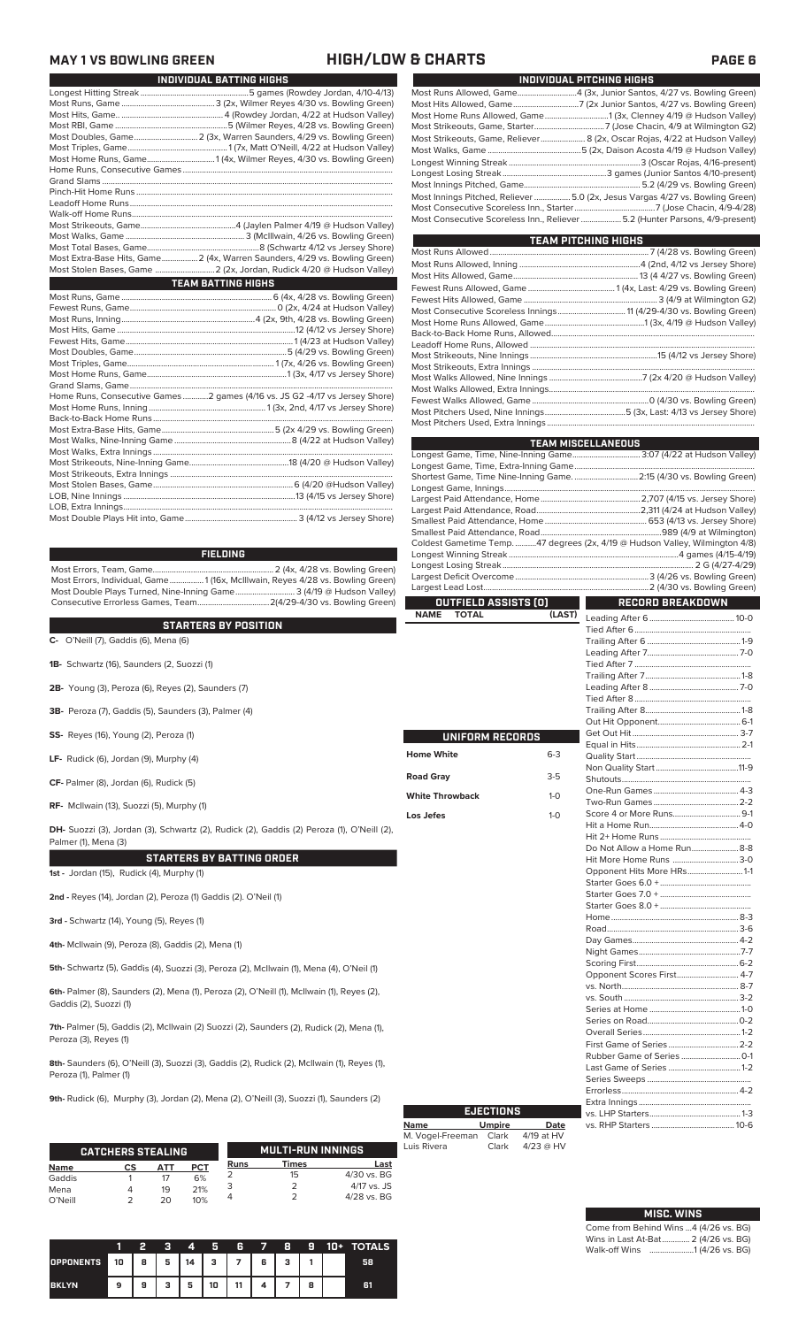# MAY 1 VS BOWLING GREEN — HIGH/LOW & CHARTS

## INDIVIDUAL BATTING HIGHS

| | |
|---|---|
| Longest Hitting Streak | 5 games (Rowdey Jordan, 4/10-4/13) |
| Most Runs, Game | 3 (2x, Wilmer Reyes 4/30 vs. Bowling Green) |
| Most Hits, Game | 4 (Rowdey Jordan, 4/22 at Hudson Valley) |
| Most RBI, Game | 5 (Wilmer Reyes, 4/28 vs. Bowling Green) |
| Most Doubles, Game | 2 (3x, Warren Saunders, 4/29 vs. Bowling Green) |
| Most Triples, Game | 1 (7x, Matt O'Neill, 4/22 at Hudson Valley) |
| Most Home Runs, Game | 1 (4x, Wilmer Reyes, 4/30 vs. Bowling Green) |
| Home Runs, Consecutive Games | |
| Grand Slams | |
| Pinch-Hit Home Runs | |
| Leadoff Home Runs | |
| Walk-off Home Runs | |
| Most Strikeouts, Game | 4 (Jaylen Palmer 4/19 @ Hudson Valley) |
| Most Walks, Game | 3 (McIlwain, 4/26 vs. Bowling Green) |
| Most Total Bases, Game | 8 (Schwartz 4/12 vs Jersey Shore) |
| Most Extra-Base Hits, Game | 2 (4x, Warren Saunders, 4/29 vs. Bowling Green) |
| Most Stolen Bases, Game | 2 (2x, Jordan, Rudick 4/20 @ Hudson Valley) |

## TEAM BATTING HIGHS

| | |
|---|---|
| Most Runs, Game | 6 (4x, 4/28 vs. Bowling Green) |
| Fewest Runs, Game | 0 (2x, 4/24 at Hudson Valley) |
| Most Runs, Inning | 4 (2x, 9th, 4/28 vs. Bowling Green) |
| Most Hits, Game | 12 (4/12 vs Jersey Shore) |
| Fewest Hits, Game | 1 (4/23 at Hudson Valley) |
| Most Doubles, Game | 5 (4/29 vs. Bowling Green) |
| Most Triples, Game | 1 (7x, 4/26 vs. Bowling Green) |
| Most Home Runs, Game | 1 (3x, 4/17 vs Jersey Shore) |
| Grand Slams, Game | |
| Home Runs, Consecutive Games | 2 games (4/16 vs. JS G2 -4/17 vs Jersey Shore) |
| Most Home Runs, Inning | 1 (3x, 2nd, 4/17 vs Jersey Shore) |
| Back-to-Back Home Runs | |
| Most Extra-Base Hits, Game | 5 (2x 4/29 vs. Bowling Green) |
| Most Walks, Nine-Inning Game | 8 (4/22 at Hudson Valley) |
| Most Walks, Extra Innings | |
| Most Strikeouts, Nine-Inning Game | 18 (4/20 @ Hudson Valley) |
| Most Strikeouts, Extra Innings | |
| Most Stolen Bases, Game | 6 (4/20 @Hudson Valley) |
| LOB, Nine Innings | 13 (4/15 vs Jersey Shore) |
| LOB, Extra Innings | |
| Most Double Plays Hit into, Game | 3 (4/12 vs Jersey Shore) |

## FIELDING

| | |
|---|---|
| Most Errors, Team, Game | 2 (4x, 4/28 vs. Bowling Green) |
| Most Errors, Individual, Game | 1 (16x, McIlwain, Reyes 4/28 vs. Bowling Green) |
| Most Double Plays Turned, Nine-Inning Game | 3 (4/19 @ Hudson Valley) |
| Consecutive Errorless Games, Team | 2(4/29-4/30 vs. Bowling Green) |

## STARTERS BY POSITION

**C-** O'Neill (7), Gaddis (6), Mena (6)

**1B-** Schwartz (16), Saunders (2, Suozzi (1)

**2B-** Young (3), Peroza (6), Reyes (2), Saunders (7)

**3B-** Peroza (7), Gaddis (5), Saunders (3), Palmer (4)

**SS-** Reyes (16), Young (2), Peroza (1)

**LF-** Rudick (6), Jordan (9), Murphy (4)

**CF-** Palmer (8), Jordan (6), Rudick (5)

**RF-** McIlwain (13), Suozzi (5), Murphy (1)

**DH-** Suozzi (3), Jordan (3), Schwartz (2), Rudick (2), Gaddis (2) Peroza (1), O'Neill (2), Palmer (1), Mena (3)

## STARTERS BY BATTING ORDER

**1st -** Jordan (15), Rudick (4), Murphy (1)

**2nd -** Reyes (14), Jordan (2), Peroza (1) Gaddis (2). O'Neil (1)

**3rd -** Schwartz (14), Young (5), Reyes (1)

**4th-** McIlwain (9), Peroza (8), Gaddis (2), Mena (1)

**5th-** Schwartz (5), Gaddis (4), Suozzi (3), Peroza (2), McIlwain (1), Mena (4), O'Neil (1)

**6th-** Palmer (8), Saunders (2), Mena (1), Peroza (1), O'Neill (1), McIlwain (1), Reyes (2), Gaddis (2), Suozzi (1)

**7th-** Palmer (5), Gaddis (5), McIlwain (2) Suozzi (2), Saunders (2), Rudick (2), Mena (1), Peroza (3), Reyes (1)

**8th-** Saunders (6), O'Neill (3), Suozzi (3), Gaddis (2), Rudick (2), McIlwain (1), Reyes (1), Peroza (1), Palmer (1)

**9th-** Rudick (6), Murphy (3), Jordan (2), Mena (2), O'Neill (3), Suozzi (1), Saunders (2)

## CATCHERS STEALING

| Name | CS | ATT | PCT |
|---|---|---|---|
| Gaddis | 1 | 17 | 6% |
| Mena | 4 | 19 | 21% |
| O'Neill | 2 | 20 | 10% |

## MULTI-RUN INNINGS

| Runs | Times | Last |
|---|---|---|
| 2 | 15 | 4/30 vs. BG |
| 3 | 2 | 4/17 vs. JS |
| 4 | 2 | 4/28 vs. BG |

| | 1 | 2 | 3 | 4 | 5 | 6 | 7 | 8 | 9 | 10+ | TOTALS |
|---|---|---|---|---|---|---|---|---|---|---|---|
| OPPONENTS | 10 | 8 | 5 | 14 | 3 | 7 | 6 | 3 | 1 | | 58 |
| BKLYN | 9 | 9 | 3 | 5 | 10 | 11 | 4 | 7 | 8 | | 61 |

## INDIVIDUAL PITCHING HIGHS

| | |
|---|---|
| Most Runs Allowed, Game | 4 (3x, Junior Santos, 4/27 vs. Bowling Green) |
| Most Hits Allowed, Game | 7 (3x Junior Santos, 4/27 vs. Bowling Green) |
| Most Home Runs Allowed, Game | 1 (3x, Clenney 4/19 @ Hudson Valley) |
| Most Strikeouts, Game, Starter | 7 (Jose Chacin, 4/9 at Wilmington G2) |
| Most Strikeouts, Game, Reliever | 8 (2x, Oscar Rojas, 4/22 at Hudson Valley) |
| Most Walks, Game | 5 (2x, Daison Acosta 4/19 @ Hudson Valley) |
| Longest Winning Streak | 3 (Oscar Rojas, 4/16-present) |
| Longest Losing Streak | 3 games (Junior Santos 4/10-present) |
| Most Innings Pitched, Game | 5.2 (4/29 vs. Bowling Green) |
| Most Innings Pitched, Reliever | 5.0 (2x, Jesus Vargas 4/27 vs. Bowling Green) |
| Most Consecutive Scoreless Inn., Starter | 7 (Jose Chacin, 4/9-4/28) |
| Most Consecutive Scoreless Inn., Reliever | 5.2 (Hunter Parsons, 4/9-present) |

## TEAM PITCHING HIGHS

| | |
|---|---|
| Most Runs Allowed | 7 (4/28 vs. Bowling Green) |
| Most Runs Allowed, Inning | 4 (2nd, 4/12 vs Jersey Shore) |
| Most Hits Allowed, Game | 13 (4 4/27 vs. Bowling Green) |
| Fewest Runs Allowed, Game | 1 (4x, Last: 4/29 vs. Bowling Green) |
| Fewest Hits Allowed, Game | 3 (4/9 at Wilmington G2) |
| Most Consecutive Scoreless Innings | 11 (4/29-4/30 vs. Bowling Green) |
| Most Home Runs Allowed, Game | 1 (3x, 4/19 @ Hudson Valley) |
| Back-to-Back Home Runs, Allowed | |
| Leadoff Home Runs, Allowed | |
| Most Strikeouts, Nine Innings | 15 (4/12 vs Jersey Shore) |
| Most Strikeouts, Extra Innings | |
| Most Walks Allowed, Nine Innings | 7 (2x 4/20 @ Hudson Valley) |
| Most Walks Allowed, Extra Innings | |
| Fewest Walks Allowed, Game | 0 (4/30 vs. Bowling Green) |
| Most Pitchers Used, Nine Innings | 5 (3x, Last: 4/13 vs Jersey Shore) |
| Most Pitchers Used, Extra Innings | |

## TEAM MISCELLANEOUS

| | |
|---|---|
| Longest Game, Time, Nine-Inning Game | 3:07 (4/22 at Hudson Valley) |
| Longest Game, Time, Extra-Inning Game | |
| Shortest Game, Time Nine-Inning Game. | 2:15 (4/30 vs. Bowling Green) |
| Longest Game, Innings | |
| Largest Paid Attendance, Home | 2,707 (4/15 vs. Jersey Shore) |
| Largest Paid Attendance, Road | 2,311 (4/24 at Hudson Valley) |
| Smallest Paid Attendance, Home | 653 (4/13 vs. Jersey Shore) |
| Smallest Paid Attendance, Road | 989 (4/9 at Wilmington) |
| Coldest Gametime Temp. | 47 degrees (2x, 4/19 @ Hudson Valley, Wilmington 4/8) |
| Longest Winning Streak | 4 games (4/15-4/19) |
| Longest Losing Streak | 2 G (4/27-4/29) |
| Largest Deficit Overcome | 3 (4/26 vs. Bowling Green) |
| Largest Lead Lost | 2 (4/30 vs. Bowling Green) |

## OUTFIELD ASSISTS (0)

| NAME | TOTAL | (LAST) |
|---|---|---|

## UNIFORM RECORDS

| | |
|---|---|
| Home White | 6-3 |
| Road Gray | 3-5 |
| White Throwback | 1-0 |
| Los Jefes | 1-0 |

## EJECTIONS

| Name | Umpire | Date |
|---|---|---|
| M. Vogel-Freeman | Clark | 4/19 at HV |
| Luis Rivera | Clark | 4/23 @ HV |

## RECORD BREAKDOWN

| | |
|---|---|
| Leading After 6 | 10-0 |
| Tied After 6 | |
| Trailing After 6 | 1-9 |
| Leading After 7 | 7-0 |
| Tied After 7 | |
| Trailing After 7 | 1-8 |
| Leading After 8 | 7-0 |
| Tied After 8 | |
| Trailing After 8 | 1-8 |
| Out Hit Opponent | 6-1 |
| Get Out Hit | 3-7 |
| Equal in Hits | 2-1 |
| Quality Start | |
| Non Quality Start | 11-9 |
| Shutouts | |
| One-Run Games | 4-3 |
| Two-Run Games | 2-2 |
| Score 4 or More Runs | 9-1 |
| Hit a Home Run | 4-0 |
| Hit 2+ Home Runs | |
| Do Not Allow a Home Run | 8-8 |
| Hit More Home Runs | 3-0 |
| Opponent Hits More HRs | 1-1 |
| Starter Goes 6.0 + | |
| Starter Goes 7.0 + | |
| Starter Goes 8.0 + | |
| Home | 8-3 |
| Road | 3-6 |
| Day Games | 4-2 |
| Night Games | 7-7 |
| Scoring First | 6-2 |
| Opponent Scores First | 4-7 |
| vs. North | 8-7 |
| vs. South | 3-2 |
| Series at Home | 1-0 |
| Series on Road | 0-2 |
| Overall Series | 1-2 |
| First Game of Series | 2-2 |
| Rubber Game of Series | 0-1 |
| Last Game of Series | 1-2 |
| Series Sweeps | |
| Errorless | 4-2 |
| Extra Innings | |
| vs. LHP Starters | 1-3 |
| vs. RHP Starters | 10-6 |

## MISC. WINS

| | |
|---|---|
| Come from Behind Wins | 4 (4/26 vs. BG) |
| Wins in Last At-Bat | 2 (4/26 vs. BG) |
| Walk-off Wins | 1 (4/26 vs. BG) |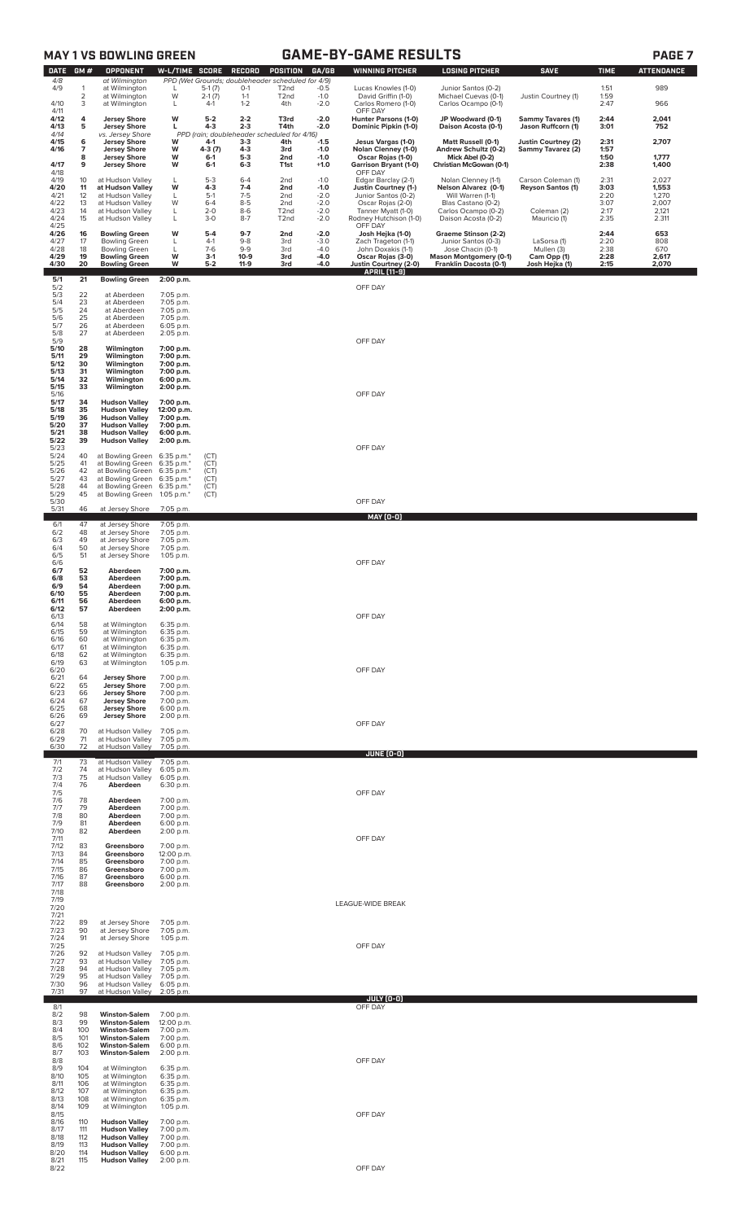## MAY 1 VS BOWLING GREEN

## GAME-BY-GAME RESULTS

| DATE | GM # | OPPONENT | W-L/TIME | SCORE | RECORD | POSITION | GA/GB | WINNING PITCHER | LOSING PITCHER | SAVE | TIME | ATTENDANCE |
|---|---|---|---|---|---|---|---|---|---|---|---|---|
| 4/8 | | at Wilmington | PPD (Wet Grounds; doubleheader scheduled for 4/9) | | | | | | | | | |
| 4/9 | 1 | at Wilmington | L | 5-1 (7) | 0-1 | T2nd | -0.5 | Lucas Knowles (1-0) | Junior Santos (0-2) | | 1:51 | 989 |
| | 2 | at Wilmington | W | 2-1 (7) | 1-1 | T2nd | -1.0 | David Griffin (1-0) | Michael Cuevas (0-1) | Justin Courtney (1) | 1:59 | |
| 4/10 | 3 | at Wilmington | L | 4-1 | 1-2 | 4th | -2.0 | Carlos Romero (1-0) | Carlos Ocampo (0-1) | | 2:47 | 966 |
| 4/11 | | | | | | | | OFF DAY | | | | |
| **4/12** | **4** | **Jersey Shore** | **W** | **5-2** | **2-2** | **T3rd** | **-2.0** | **Hunter Parsons (1-0)** | **JP Woodward (0-1)** | **Sammy Tavares (1)** | **2:44** | **2,041** |
| **4/13** | **5** | **Jersey Shore** | **L** | **4-3** | **2-3** | **T4th** | **-2.0** | **Dominic Pipkin (1-0)** | **Daison Acosta (0-1)** | **Jason Ruffcorn (1)** | **3:01** | **752** |
| 4/14 | | vs. Jersey Shore | PPD (rain; doubleheader scheduled for 4/16) | | | | | | | | | |
| **4/15** | **6** | **Jersey Shore** | **W** | **4-1** | **3-3** | **4th** | **-1.5** | **Jesus Vargas (1-0)** | **Matt Russell (0-1)** | **Justin Courtney (2)** | **2:31** | **2,707** |
| **4/16** | **7** | **Jersey Shore** | **W** | **4-3 (7)** | **4-3** | **3rd** | **-1.0** | **Nolan Clenney (1-0)** | **Andrew Schultz (0-2)** | **Sammy Tavarez (2)** | **1:57** | |
| | **8** | **Jersey Shore** | **W** | **6-1** | **5-3** | **2nd** | **-1.0** | **Oscar Rojas (1-0)** | **Mick Abel (0-2)** | | **1:50** | **1,777** |
| **4/17** | **9** | **Jersey Shore** | **W** | **6-1** | **6-3** | **T1st** | **+1.0** | **Garrison Bryant (1-0)** | **Christian McGowan (0-1)** | | **2:38** | **1,400** |
| 4/18 | | | | | | | | OFF DAY | | | | |
| 4/19 | 10 | at Hudson Valley | L | 5-3 | 6-4 | 2nd | -1.0 | Edgar Barclay (2-1) | Nolan Clenney (1-1) | Carson Coleman (1) | 2:31 | 2,027 |
| **4/20** | **11** | **at Hudson Valley** | **W** | **4-3** | **7-4** | **2nd** | **-1.0** | **Justin Courtney (1-)** | **Nelson Alvarez (0-1)** | **Reyson Santos (1)** | **3:03** | **1,553** |
| 4/21 | 12 | at Hudson Valley | L | 5-1 | 7-5 | 2nd | -2.0 | Junior Santos (0-2) | Will Warren (1-1) | | 2:20 | 1,270 |
| 4/22 | 13 | at Hudson Valley | W | 6-4 | 8-5 | 2nd | -2.0 | Oscar Rojas (2-0) | Blas Castano (0-2) | | 3:07 | 2,007 |
| 4/23 | 14 | at Hudson Valley | L | 2-0 | 8-6 | T2nd | -2.0 | Tanner Myatt (1-0) | Carlos Ocampo (0-2) | Coleman (2) | 2:17 | 2,121 |
| 4/24 | 15 | at Hudson Valley | L | 3-0 | 8-7 | T2nd | -2.0 | Rodney Hutchison (1-0) | Daison Acosta (0-2) | Mauricio (1) | 2:35 | 2,311 |
| 4/25 | | | | | | | | OFF DAY | | | | |
| **4/26** | **16** | **Bowling Green** | **W** | **5-4** | **9-7** | **2nd** | **-2.0** | **Josh Hejka (1-0)** | **Graeme Stinson (2-2)** | | **2:44** | **653** |
| 4/27 | 17 | Bowling Green | L | 4-1 | 9-8 | 3rd | -3.0 | Zach Trageton (1-1) | Junior Santos (0-3) | LaSorsa (1) | 2:20 | 808 |
| 4/28 | 18 | Bowling Green | L | 7-6 | 9-9 | 3rd | -4.0 | John Doxakis (1-1) | Jose Chacin (0-1) | Mullen (3) | 2:38 | 670 |
| **4/29** | **19** | **Bowling Green** | **W** | **3-1** | **10-9** | **3rd** | **-4.0** | **Oscar Rojas (3-0)** | **Mason Montgomery (0-1)** | **Cam Opp (1)** | **2:28** | **2,617** |
| **4/30** | **20** | **Bowling Green** | **W** | **5-2** | **11-9** | **3rd** | **-4.0** | **Justin Courtney (2-0)** | **Franklin Dacosta (0-1)** | **Josh Hejka (1)** | **2:15** | **2,070** |
| | | | | | | | | **APRIL (11-9)** | | | | |
| **5/1** | **21** | **Bowling Green** | **2:00 p.m.** | | | | | | | | | |
| 5/2 | | | | | | | | OFF DAY | | | | |
| 5/3 | 22 | at Aberdeen | 7:05 p.m. | | | | | | | | | |
| 5/4 | 23 | at Aberdeen | 7:05 p.m. | | | | | | | | | |
| 5/5 | 24 | at Aberdeen | 7:05 p.m. | | | | | | | | | |
| 5/6 | 25 | at Aberdeen | 7:05 p.m. | | | | | | | | | |
| 5/7 | 26 | at Aberdeen | 6:05 p.m. | | | | | | | | | |
| 5/8 | 27 | at Aberdeen | 2:05 p.m. | | | | | | | | | |
| 5/9 | | | | | | | | OFF DAY | | | | |
| **5/10** | **28** | **Wilmington** | **7:00 p.m.** | | | | | | | | | |
| **5/11** | **29** | **Wilmington** | **7:00 p.m.** | | | | | | | | | |
| **5/12** | **30** | **Wilmington** | **7:00 p.m.** | | | | | | | | | |
| **5/13** | **31** | **Wilmington** | **7:00 p.m.** | | | | | | | | | |
| **5/14** | **32** | **Wilmington** | **6:00 p.m.** | | | | | | | | | |
| **5/15** | **33** | **Wilmington** | **2:00 p.m.** | | | | | | | | | |
| 5/16 | | | | | | | | OFF DAY | | | | |
| **5/17** | **34** | **Hudson Valley** | **7:00 p.m.** | | | | | | | | | |
| **5/18** | **35** | **Hudson Valley** | **12:00 p.m.** | | | | | | | | | |
| **5/19** | **36** | **Hudson Valley** | **7:00 p.m.** | | | | | | | | | |
| **5/20** | **37** | **Hudson Valley** | **7:00 p.m.** | | | | | | | | | |
| **5/21** | **38** | **Hudson Valley** | **6:00 p.m.** | | | | | | | | | |
| **5/22** | **39** | **Hudson Valley** | **2:00 p.m.** | | | | | | | | | |
| 5/23 | | | | | | | | OFF DAY | | | | |
| 5/24 | 40 | at Bowling Green | 6:35 p.m.* | (CT) | | | | | | | | |
| 5/25 | 41 | at Bowling Green | 6:35 p.m.* | (CT) | | | | | | | | |
| 5/26 | 42 | at Bowling Green | 6:35 p.m.* | (CT) | | | | | | | | |
| 5/27 | 43 | at Bowling Green | 6:35 p.m.* | (CT) | | | | | | | | |
| 5/28 | 44 | at Bowling Green | 6:35 p.m.* | (CT) | | | | | | | | |
| 5/29 | 45 | at Bowling Green | 1:05 p.m.* | (CT) | | | | | | | | |
| 5/30 | | | | | | | | OFF DAY | | | | |
| 5/31 | 46 | at Jersey Shore | 7:05 p.m. | | | | | | | | | |
| | | | | | | | | **MAY (0-0)** | | | | |
| 6/1 | 47 | at Jersey Shore | 7:05 p.m. | | | | | | | | | |
| 6/2 | 48 | at Jersey Shore | 7:05 p.m. | | | | | | | | | |
| 6/3 | 49 | at Jersey Shore | 7:05 p.m. | | | | | | | | | |
| 6/4 | 50 | at Jersey Shore | 7:05 p.m. | | | | | | | | | |
| 6/5 | 51 | at Jersey Shore | 1:05 p.m. | | | | | | | | | |
| 6/6 | | | | | | | | OFF DAY | | | | |
| **6/7** | **52** | **Aberdeen** | **7:00 p.m.** | | | | | | | | | |
| **6/8** | **53** | **Aberdeen** | **7:00 p.m.** | | | | | | | | | |
| **6/9** | **54** | **Aberdeen** | **7:00 p.m.** | | | | | | | | | |
| **6/10** | **55** | **Aberdeen** | **7:00 p.m.** | | | | | | | | | |
| **6/11** | **56** | **Aberdeen** | **6:00 p.m.** | | | | | | | | | |
| **6/12** | **57** | **Aberdeen** | **2:00 p.m.** | | | | | | | | | |
| 6/13 | | | | | | | | OFF DAY | | | | |
| 6/14 | 58 | at Wilmington | 6:35 p.m. | | | | | | | | | |
| 6/15 | 59 | at Wilmington | 6:35 p.m. | | | | | | | | | |
| 6/16 | 60 | at Wilmington | 6:35 p.m. | | | | | | | | | |
| 6/17 | 61 | at Wilmington | 6:35 p.m. | | | | | | | | | |
| 6/18 | 62 | at Wilmington | 6:35 p.m. | | | | | | | | | |
| 6/19 | 63 | at Wilmington | 1:05 p.m. | | | | | | | | | |
| 6/20 | | | | | | | | OFF DAY | | | | |
| 6/21 | 64 | **Jersey Shore** | 7:00 p.m. | | | | | | | | | |
| 6/22 | 65 | **Jersey Shore** | 7:00 p.m. | | | | | | | | | |
| 6/23 | 66 | **Jersey Shore** | 7:00 p.m. | | | | | | | | | |
| 6/24 | 67 | **Jersey Shore** | 7:00 p.m. | | | | | | | | | |
| 6/25 | 68 | **Jersey Shore** | 6:00 p.m. | | | | | | | | | |
| 6/26 | 69 | **Jersey Shore** | 2:00 p.m. | | | | | | | | | |
| 6/27 | | | | | | | | OFF DAY | | | | |
| 6/28 | 70 | at Hudson Valley | 7:05 p.m. | | | | | | | | | |
| 6/29 | 71 | at Hudson Valley | 7:05 p.m. | | | | | | | | | |
| 6/30 | 72 | at Hudson Valley | 7:05 p.m. | | | | | | | | | |
| | | | | | | | | **JUNE (0-0)** | | | | |
| 7/1 | 73 | at Hudson Valley | 7:05 p.m. | | | | | | | | | |
| 7/2 | 74 | at Hudson Valley | 6:05 p.m. | | | | | | | | | |
| 7/3 | 75 | at Hudson Valley | 6:05 p.m. | | | | | | | | | |
| 7/4 | 76 | **Aberdeen** | 6:30 p.m. | | | | | | | | | |
| 7/5 | | | | | | | | OFF DAY | | | | |
| 7/6 | 78 | **Aberdeen** | 7:00 p.m. | | | | | | | | | |
| 7/7 | 79 | **Aberdeen** | 7:00 p.m. | | | | | | | | | |
| 7/8 | 80 | **Aberdeen** | 7:00 p.m. | | | | | | | | | |
| 7/9 | 81 | **Aberdeen** | 6:00 p.m. | | | | | | | | | |
| 7/10 | 82 | **Aberdeen** | 2:00 p.m. | | | | | | | | | |
| 7/11 | | | | | | | | OFF DAY | | | | |
| 7/12 | 83 | **Greensboro** | 7:00 p.m. | | | | | | | | | |
| 7/13 | 84 | **Greensboro** | 12:00 p.m. | | | | | | | | | |
| 7/14 | 85 | **Greensboro** | 7:00 p.m. | | | | | | | | | |
| 7/15 | 86 | **Greensboro** | 7:00 p.m. | | | | | | | | | |
| 7/16 | 87 | **Greensboro** | 6:00 p.m. | | | | | | | | | |
| 7/17 | 88 | **Greensboro** | 2:00 p.m. | | | | | | | | | |
| 7/18 | | | | | | | | | | | | |
| 7/19 | | | | | | | | | | | | |
| 7/20 | | | | | | | | LEAGUE-WIDE BREAK | | | | |
| 7/21 | | | | | | | | | | | | |
| 7/22 | 89 | at Jersey Shore | 7:05 p.m. | | | | | | | | | |
| 7/23 | 90 | at Jersey Shore | 7:05 p.m. | | | | | | | | | |
| 7/24 | 91 | at Jersey Shore | 1:05 p.m. | | | | | | | | | |
| 7/25 | | | | | | | | OFF DAY | | | | |
| 7/26 | 92 | at Hudson Valley | 7:05 p.m. | | | | | | | | | |
| 7/27 | 93 | at Hudson Valley | 7:05 p.m. | | | | | | | | | |
| 7/28 | 94 | at Hudson Valley | 7:05 p.m. | | | | | | | | | |
| 7/29 | 95 | at Hudson Valley | 7:05 p.m. | | | | | | | | | |
| 7/30 | 96 | at Hudson Valley | 6:05 p.m. | | | | | | | | | |
| 7/31 | 97 | at Hudson Valley | 2:05 p.m. | | | | | | | | | |
| | | | | | | | | **JULY (0-0)** | | | | |
| 8/1 | | | | | | | | OFF DAY | | | | |
| 8/2 | 98 | **Winston-Salem** | 7:00 p.m. | | | | | | | | | |
| 8/3 | 99 | **Winston-Salem** | 12:00 p.m. | | | | | | | | | |
| 8/4 | 100 | **Winston-Salem** | 7:00 p.m. | | | | | | | | | |
| 8/5 | 101 | **Winston-Salem** | 7:00 p.m. | | | | | | | | | |
| 8/6 | 102 | **Winston-Salem** | 6:00 p.m. | | | | | | | | | |
| 8/7 | 103 | **Winston-Salem** | 2:00 p.m. | | | | | | | | | |
| 8/8 | | | | | | | | OFF DAY | | | | |
| 8/9 | 104 | at Wilmington | 6:35 p.m. | | | | | | | | | |
| 8/10 | 105 | at Wilmington | 6:35 p.m. | | | | | | | | | |
| 8/11 | 106 | at Wilmington | 6:35 p.m. | | | | | | | | | |
| 8/12 | 107 | at Wilmington | 6:35 p.m. | | | | | | | | | |
| 8/13 | 108 | at Wilmington | 6:35 p.m. | | | | | | | | | |
| 8/14 | 109 | at Wilmington | 1:05 p.m. | | | | | | | | | |
| 8/15 | | | | | | | | OFF DAY | | | | |
| 8/16 | 110 | **Hudson Valley** | 7:00 p.m. | | | | | | | | | |
| 8/17 | 111 | **Hudson Valley** | 7:00 p.m. | | | | | | | | | |
| 8/18 | 112 | **Hudson Valley** | 7:00 p.m. | | | | | | | | | |
| 8/19 | 113 | **Hudson Valley** | 7:00 p.m. | | | | | | | | | |
| 8/20 | 114 | **Hudson Valley** | 6:00 p.m. | | | | | | | | | |
| 8/21 | 115 | **Hudson Valley** | 2:00 p.m. | | | | | | | | | |
| 8/22 | | | | | | | | OFF DAY | | | | |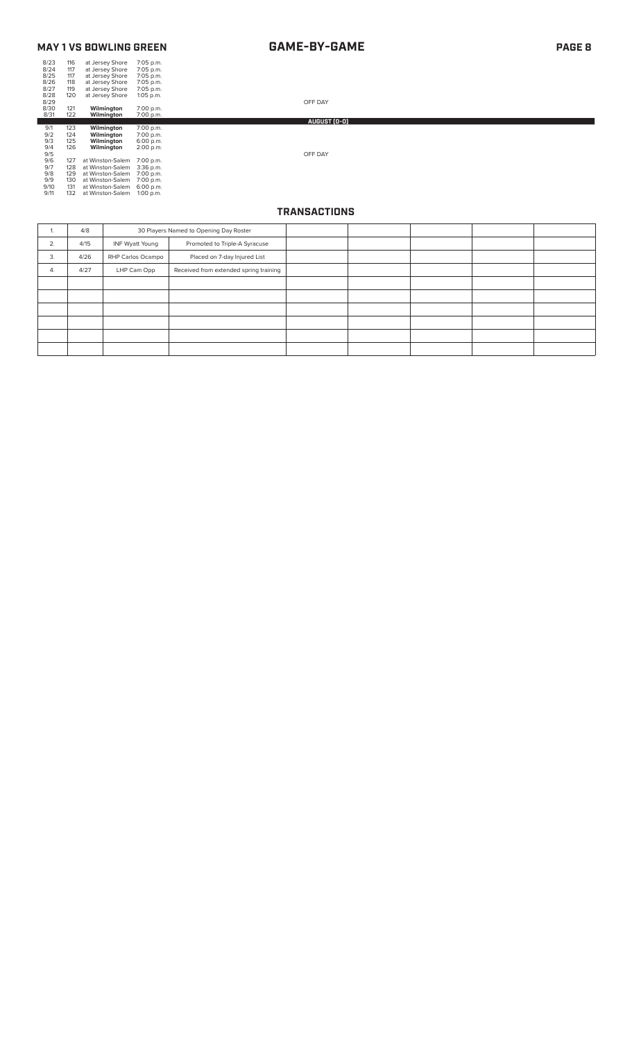## GAME-BY-GAME

| | | | | |
|---|---|---|---|---|
| 8/23 | 116 | at Jersey Shore | 7:05 p.m. | |
| 8/24 | 117 | at Jersey Shore | 7:05 p.m. | |
| 8/25 | 117 | at Jersey Shore | 7:05 p.m. | |
| 8/26 | 118 | at Jersey Shore | 7:05 p.m. | |
| 8/27 | 119 | at Jersey Shore | 7:05 p.m. | |
| 8/28 | 120 | at Jersey Shore | 1:05 p.m. | |
| 8/29 | | | | OFF DAY |
| 8/30 | 121 | **Wilmington** | 7:00 p.m. | |
| 8/31 | 122 | **Wilmington** | 7:00 p.m. | |
| | | | | **AUGUST (0-0)** |
| 9/1 | 123 | **Wilmington** | 7:00 p.m. | |
| 9/2 | 124 | **Wilmington** | 7:00 p.m. | |
| 9/3 | 125 | **Wilmington** | 6:00 p.m. | |
| 9/4 | 126 | **Wilmington** | 2:00 p.m. | |
| 9/5 | | | | OFF DAY |
| 9/6 | 127 | at Winston-Salem | 7:00 p.m. | |
| 9/7 | 128 | at Winston-Salem | 3:36 p.m. | |
| 9/8 | 129 | at Winston-Salem | 7:00 p.m. | |
| 9/9 | 130 | at Winston-Salem | 7:00 p.m. | |
| 9/10 | 131 | at Winston-Salem | 6:00 p.m. | |
| 9/11 | 132 | at Winston-Salem | 1:00 p.m. | |

## TRANSACTIONS

| | | | | | | | | |
|---|---|---|---|---|---|---|---|---|
| 1. | 4/8 | 30 Players Named to Opening Day Roster | | | | | | |
| 2. | 4/15 | INF Wyatt Young | Promoted to Triple-A Syracuse | | | | | |
| 3. | 4/26 | RHP Carlos Ocampo | Placed on 7-day Injured List | | | | | |
| 4. | 4/27 | LHP Cam Opp | Received from extended spring training | | | | | |
| | | | | | | | | |
| | | | | | | | | |
| | | | | | | | | |
| | | | | | | | | |
| | | | | | | | | |
| | | | | | | | | |